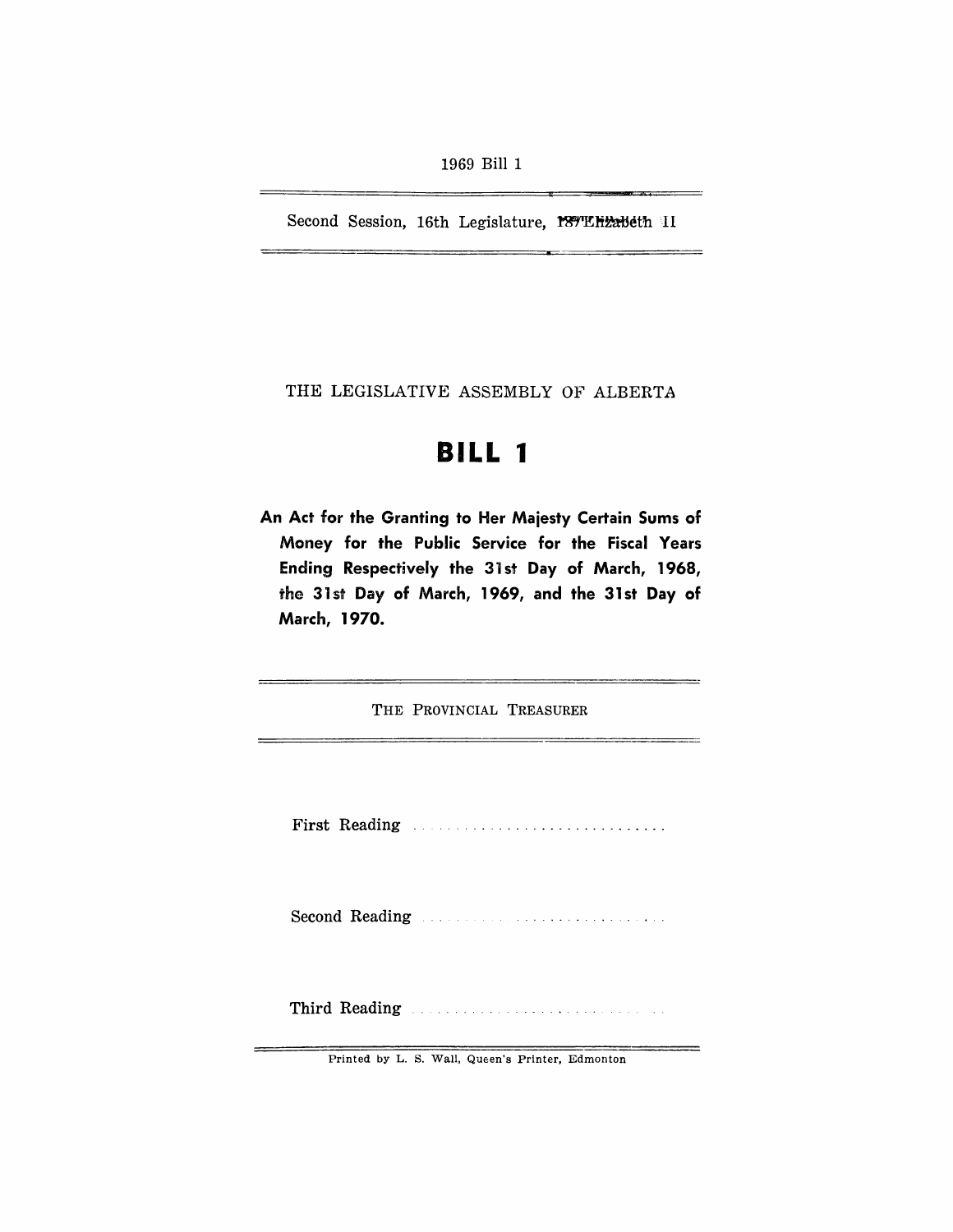1969 Bill 1

Second Session, 16th Legislature, 18 Elizabeth II

THE LEGISLATIVE ASSEMBLY OF ALBERTA

# BILL 1

**An Act for the Granting to Her Majesty Certain Sums of Money for the Public Service for the Fiscal Years Ending Respectively the 31st Day of March, 1968, the 31st Day of March, 1969, and the 31st Day of March, 1970.**

THE PROVINCIAL TREASURER

First Reading ............................

Second Reading ............................

Third Reading ............................

Printed by L. S. Wall, Queen's Printer, Edmonton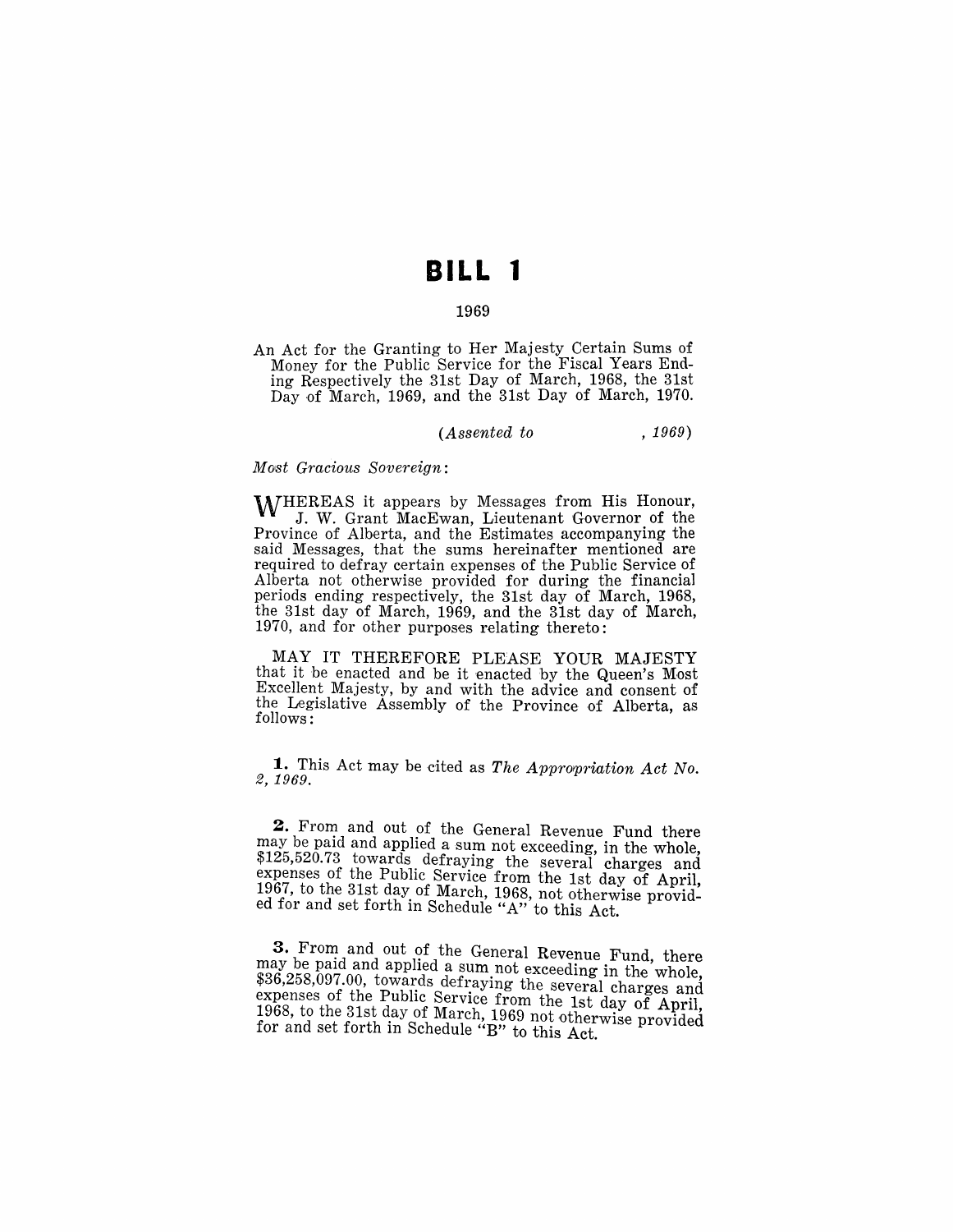# BILL 1

1969

An Act for the Granting to Her Majesty Certain Sums of Money for the Public Service for the Fiscal Years Ending Respectively the 31st Day of March, 1968, the 31st Day of March, 1969, and the 31st Day of March, 1970.

(*Assented to , 1969*)

*Most Gracious Sovereign*:

WHEREAS it appears by Messages from His Honour, J. W. Grant MacEwan, Lieutenant Governor of the Province of Alberta, and the Estimates accompanying the said Messages, that the sums hereinafter mentioned are required to defray certain expenses of the Public Service of Alberta not otherwise provided for during the financial periods ending respectively, the 31st day of March, 1968, the 31st day of March, 1969, and the 31st day of March, 1970, and for other purposes relating thereto:

MAY IT THEREFORE PLEASE YOUR MAJESTY that it be enacted and be it enacted by the Queen's Most Excellent Majesty, by and with the advice and consent of the Legislative Assembly of the Province of Alberta, as follows:

**1.** This Act may be cited as *The Appropriation Act No. 2, 1969*.

**2.** From and out of the General Revenue Fund there may be paid and applied a sum not exceeding, in the whole, $125,520.73 towards defraying the several charges and expenses of the Public Service from the 1st day of April, 1967, to the 31st day of March, 1968, not otherwise provided for and set forth in Schedule "A" to this Act.

**3.** From and out of the General Revenue Fund, there may be paid and applied a sum not exceeding in the whole, $36,258,097.00, towards defraying the several charges and expenses of the Public Service from the 1st day of April, 1968, to the 31st day of March, 1969 not otherwise provided for and set forth in Schedule "B" to this Act.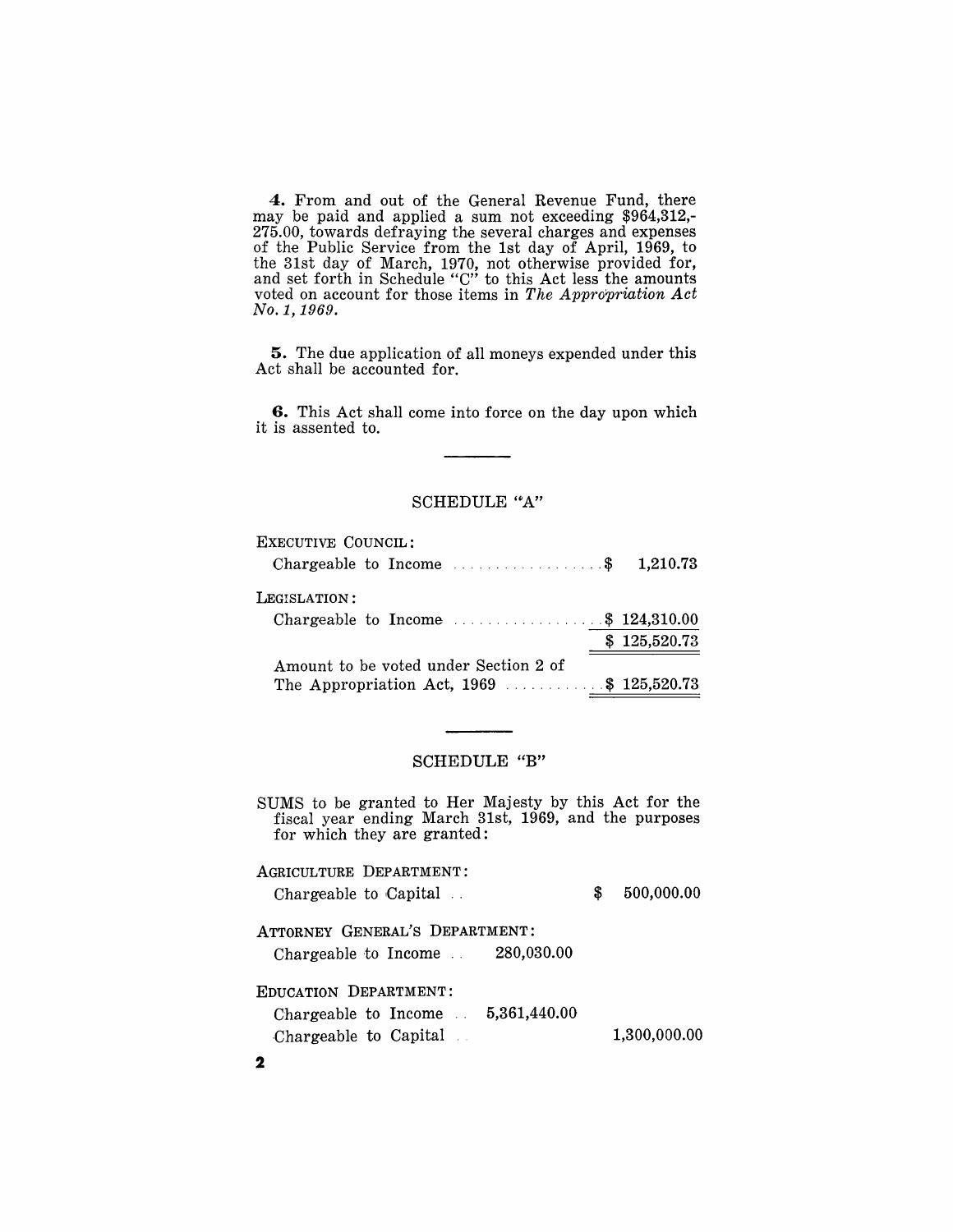**4.** From and out of the General Revenue Fund, there may be paid and applied a sum not exceeding $964,312,-275.00, towards defraying the several charges and expenses of the Public Service from the 1st day of April, 1969, to the 31st day of March, 1970, not otherwise provided for, and set forth in Schedule "C" to this Act less the amounts voted on account for those items in *The Appropriation Act No. 1, 1969*.

**5.** The due application of all moneys expended under this Act shall be accounted for.

**6.** This Act shall come into force on the day upon which it is assented to.

---

## SCHEDULE "A"

| | |
|---|---|
| EXECUTIVE COUNCIL: | |
| Chargeable to Income | $ 1,210.73 |
| LEGISLATION: | |
| Chargeable to Income | $ 124,310.00 |
| | $ 125,520.73 |
| Amount to be voted under Section 2 of The Appropriation Act, 1969 | $ 125,520.73 |

---

## SCHEDULE "B"

SUMS to be granted to Her Majesty by this Act for the fiscal year ending March 31st, 1969, and the purposes for which they are granted:

| | | |
|---|---|---|
| AGRICULTURE DEPARTMENT: | | |
| Chargeable to Capital | | $ 500,000.00 |
| ATTORNEY GENERAL'S DEPARTMENT: | | |
| Chargeable to Income | 280,030.00 | |
| EDUCATION DEPARTMENT: | | |
| Chargeable to Income | 5,361,440.00 | |
| Chargeable to Capital | | 1,300,000.00 |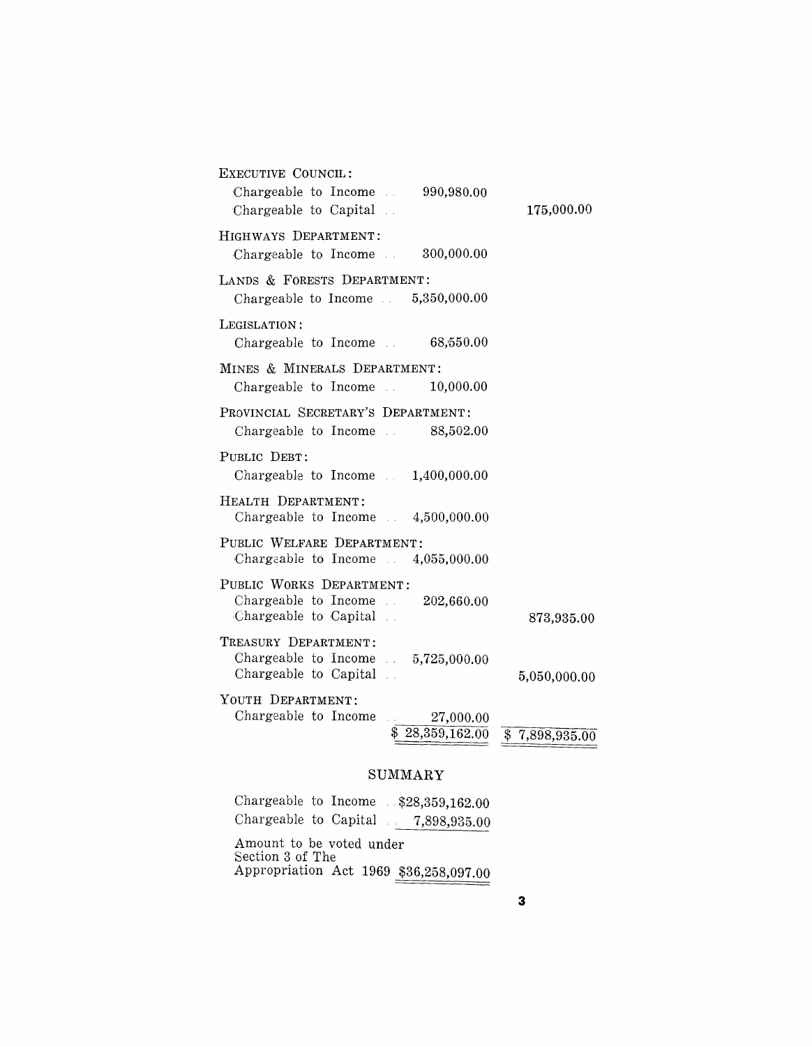| | | |
|---|---|---|
| **EXECUTIVE COUNCIL:** | | |
| Chargeable to Income | 990,980.00 | |
| Chargeable to Capital | | 175,000.00 |
| **HIGHWAYS DEPARTMENT:** | | |
| Chargeable to Income | 300,000.00 | |
| **LANDS & FORESTS DEPARTMENT:** | | |
| Chargeable to Income | 5,350,000.00 | |
| **LEGISLATION:** | | |
| Chargeable to Income | 68,550.00 | |
| **MINES & MINERALS DEPARTMENT:** | | |
| Chargeable to Income | 10,000.00 | |
| **PROVINCIAL SECRETARY'S DEPARTMENT:** | | |
| Chargeable to Income | 88,502.00 | |
| **PUBLIC DEBT:** | | |
| Chargeable to Income | 1,400,000.00 | |
| **HEALTH DEPARTMENT:** | | |
| Chargeable to Income | 4,500,000.00 | |
| **PUBLIC WELFARE DEPARTMENT:** | | |
| Chargeable to Income | 4,055,000.00 | |
| **PUBLIC WORKS DEPARTMENT:** | | |
| Chargeable to Income | 202,660.00 | |
| Chargeable to Capital | | 873,935.00 |
| **TREASURY DEPARTMENT:** | | |
| Chargeable to Income | 5,725,000.00 | |
| Chargeable to Capital | | 5,050,000.00 |
| **YOUTH DEPARTMENT:** | | |
| Chargeable to Income | 27,000.00 | |
| | $ 28,359,162.00 | $ 7,898,935.00 |

## SUMMARY

| | |
|---|---|
| Chargeable to Income | $28,359,162.00 |
| Chargeable to Capital | 7,898,935.00 |
| Amount to be voted under Section 3 of The Appropriation Act 1969 | $36,258,097.00 |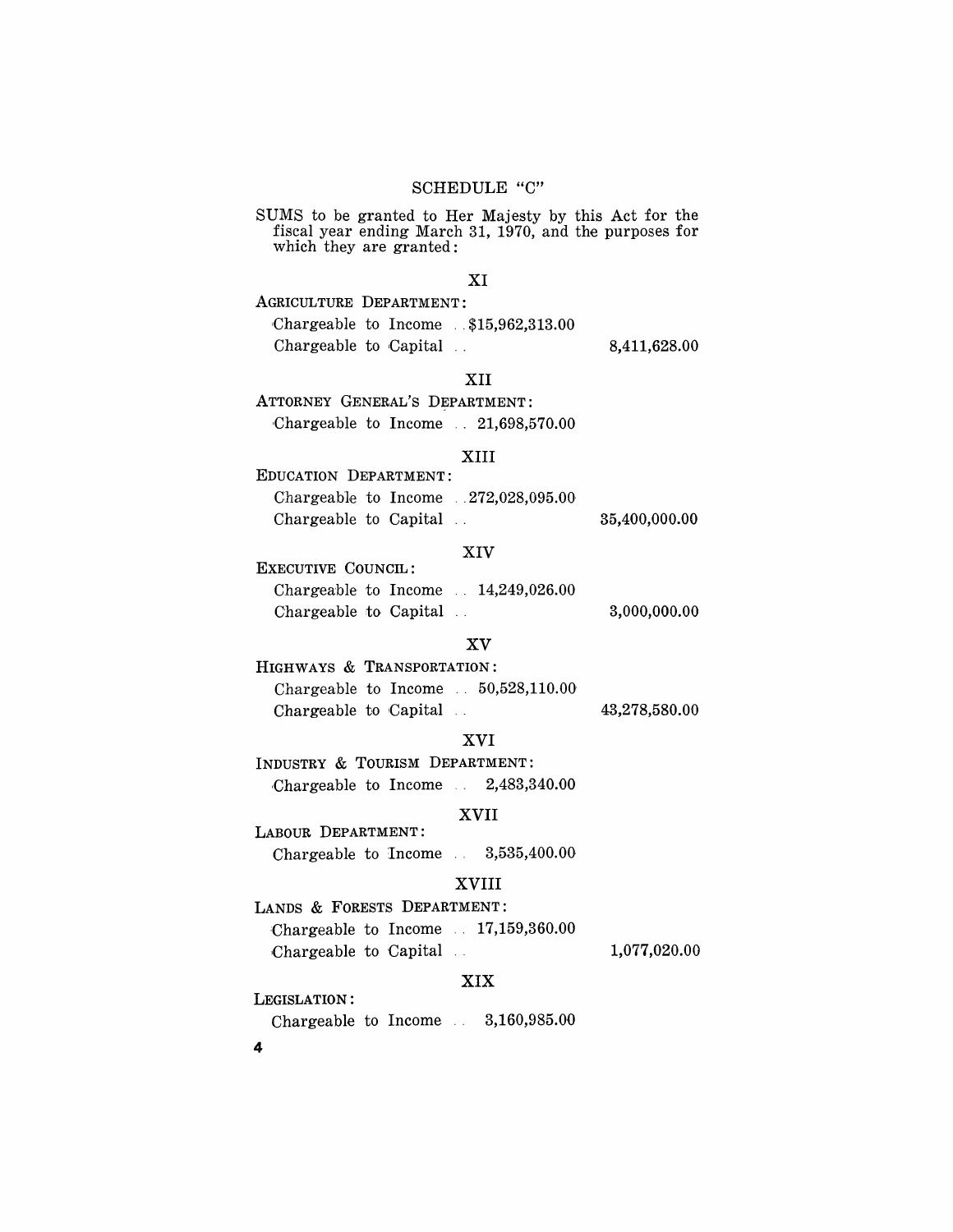# SCHEDULE "C"

SUMS to be granted to Her Majesty by this Act for the fiscal year ending March 31, 1970, and the purposes for which they are granted:

## XI

AGRICULTURE DEPARTMENT:

| | | |
|---|---|---|
| Chargeable to Income .. | $15,962,313.00 | |
| Chargeable to Capital .. | | 8,411,628.00 |

## XII

ATTORNEY GENERAL'S DEPARTMENT:

| | | |
|---|---|---|
| Chargeable to Income .. | 21,698,570.00 | |

## XIII

EDUCATION DEPARTMENT:

| | | |
|---|---|---|
| Chargeable to Income .. | 272,028,095.00 | |
| Chargeable to Capital .. | | 35,400,000.00 |

## XIV

EXECUTIVE COUNCIL:

| | | |
|---|---|---|
| Chargeable to Income .. | 14,249,026.00 | |
| Chargeable to Capital .. | | 3,000,000.00 |

## XV

HIGHWAYS & TRANSPORTATION:

| | | |
|---|---|---|
| Chargeable to Income .. | 50,528,110.00 | |
| Chargeable to Capital .. | | 43,278,580.00 |

## XVI

INDUSTRY & TOURISM DEPARTMENT:

| | | |
|---|---|---|
| Chargeable to Income .. | 2,483,340.00 | |

## XVII

LABOUR DEPARTMENT:

| | | |
|---|---|---|
| Chargeable to Income .. | 3,535,400.00 | |

## XVIII

LANDS & FORESTS DEPARTMENT:

| | | |
|---|---|---|
| Chargeable to Income .. | 17,159,360.00 | |
| Chargeable to Capital .. | | 1,077,020.00 |

## XIX

LEGISLATION:

| | | |
|---|---|---|
| Chargeable to Income .. | 3,160,985.00 | |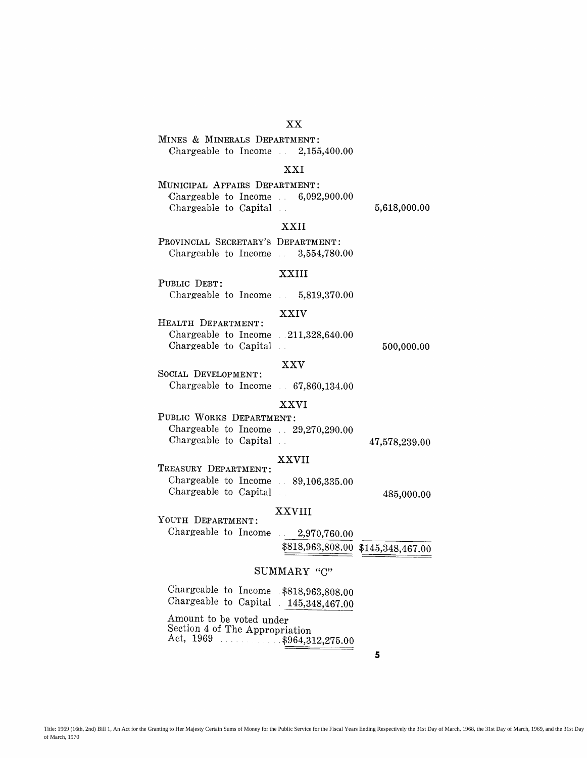| | | |
|---|---|---|
| **XX** | | |
| MINES & MINERALS DEPARTMENT: | | |
| Chargeable to Income | 2,155,400.00 | |
| **XXI** | | |
| MUNICIPAL AFFAIRS DEPARTMENT: | | |
| Chargeable to Income | 6,092,900.00 | |
| Chargeable to Capital | | 5,618,000.00 |
| **XXII** | | |
| PROVINCIAL SECRETARY'S DEPARTMENT: | | |
| Chargeable to Income | 3,554,780.00 | |
| **XXIII** | | |
| PUBLIC DEBT: | | |
| Chargeable to Income | 5,819,370.00 | |
| **XXIV** | | |
| HEALTH DEPARTMENT: | | |
| Chargeable to Income | 211,328,640.00 | |
| Chargeable to Capital | | 500,000.00 |
| **XXV** | | |
| SOCIAL DEVELOPMENT: | | |
| Chargeable to Income | 67,860,134.00 | |
| **XXVI** | | |
| PUBLIC WORKS DEPARTMENT: | | |
| Chargeable to Income | 29,270,290.00 | |
| Chargeable to Capital | | 47,578,239.00 |
| **XXVII** | | |
| TREASURY DEPARTMENT: | | |
| Chargeable to Income | 89,106,335.00 | |
| Chargeable to Capital | | 485,000.00 |
| **XXVIII** | | |
| YOUTH DEPARTMENT: | | |
| Chargeable to Income | 2,970,760.00 | |
| | $818,963,808.00 | $145,348,467.00 |

## SUMMARY "C"

| | |
|---|---|
| Chargeable to Income | $818,963,808.00 |
| Chargeable to Capital | 145,348,467.00 |
| Amount to be voted under Section 4 of The Appropriation Act, 1969 | $964,312,275.00 |